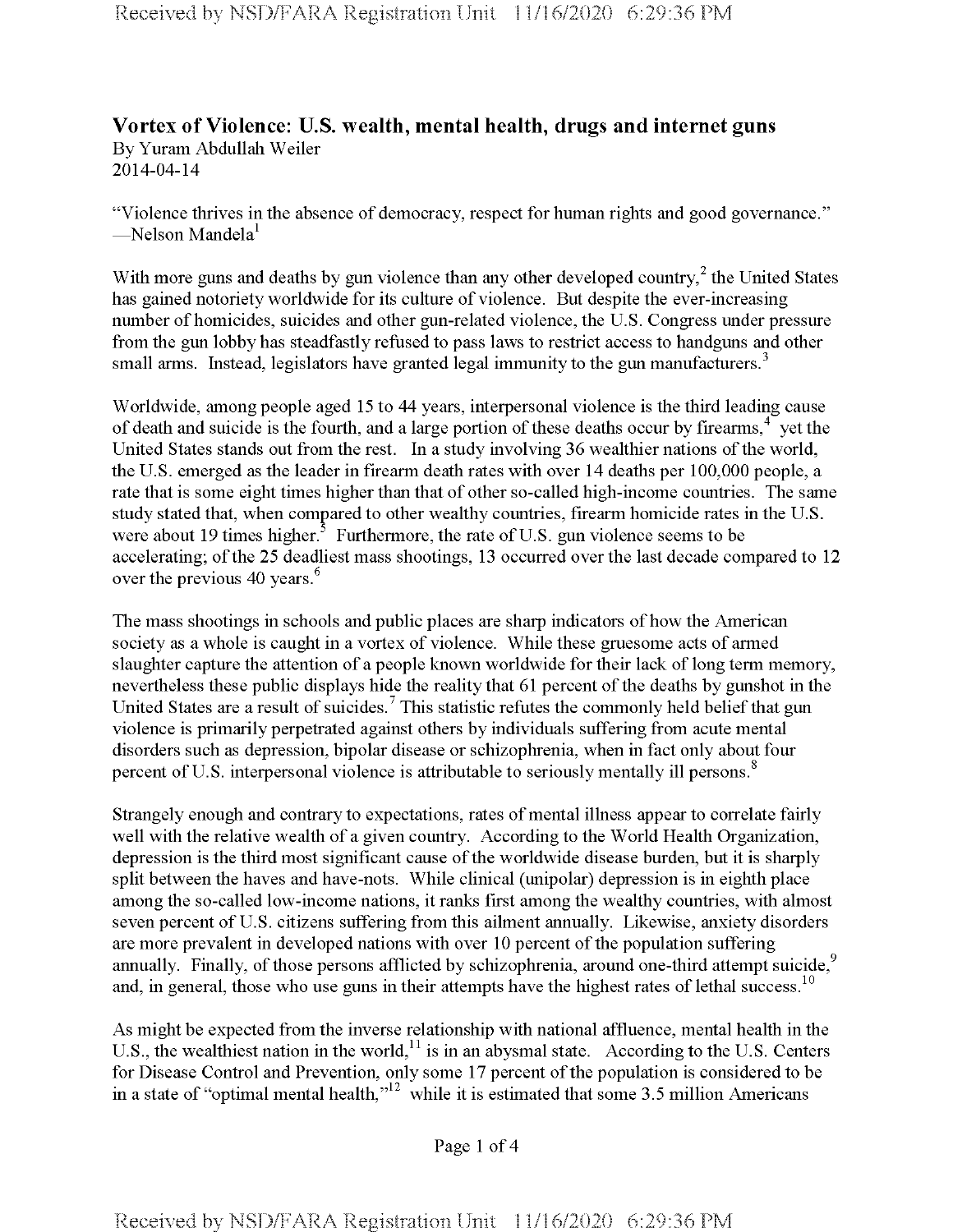# Vortex of Violence: U.S. wealth, mental health, drugs and internet guns

By Yuram Abdullah Weiler
2014-04-14

"Violence thrives in the absence of democracy, respect for human rights and good governance." —Nelson Mandela[1]

With more guns and deaths by gun violence than any other developed country,[2] the United States has gained notoriety worldwide for its culture of violence. But despite the ever-increasing number of homicides, suicides and other gun-related violence, the U.S. Congress under pressure from the gun lobby has steadfastly refused to pass laws to restrict access to handguns and other small arms. Instead, legislators have granted legal immunity to the gun manufacturers.[3]

Worldwide, among people aged 15 to 44 years, interpersonal violence is the third leading cause of death and suicide is the fourth, and a large portion of these deaths occur by firearms,[4] yet the United States stands out from the rest. In a study involving 36 wealthier nations of the world, the U.S. emerged as the leader in firearm death rates with over 14 deaths per 100,000 people, a rate that is some eight times higher than that of other so-called high-income countries. The same study stated that, when compared to other wealthy countries, firearm homicide rates in the U.S. were about 19 times higher.[5] Furthermore, the rate of U.S. gun violence seems to be accelerating; of the 25 deadliest mass shootings, 13 occurred over the last decade compared to 12 over the previous 40 years.[6]

The mass shootings in schools and public places are sharp indicators of how the American society as a whole is caught in a vortex of violence. While these gruesome acts of armed slaughter capture the attention of a people known worldwide for their lack of long term memory, nevertheless these public displays hide the reality that 61 percent of the deaths by gunshot in the United States are a result of suicides.[7] This statistic refutes the commonly held belief that gun violence is primarily perpetrated against others by individuals suffering from acute mental disorders such as depression, bipolar disease or schizophrenia, when in fact only about four percent of U.S. interpersonal violence is attributable to seriously mentally ill persons.[8]

Strangely enough and contrary to expectations, rates of mental illness appear to correlate fairly well with the relative wealth of a given country. According to the World Health Organization, depression is the third most significant cause of the worldwide disease burden, but it is sharply split between the haves and have-nots. While clinical (unipolar) depression is in eighth place among the so-called low-income nations, it ranks first among the wealthy countries, with almost seven percent of U.S. citizens suffering from this ailment annually. Likewise, anxiety disorders are more prevalent in developed nations with over 10 percent of the population suffering annually. Finally, of those persons afflicted by schizophrenia, around one-third attempt suicide,[9] and, in general, those who use guns in their attempts have the highest rates of lethal success.[10]

As might be expected from the inverse relationship with national affluence, mental health in the U.S., the wealthiest nation in the world,[11] is in an abysmal state. According to the U.S. Centers for Disease Control and Prevention, only some 17 percent of the population is considered to be in a state of "optimal mental health,"[12] while it is estimated that some 3.5 million Americans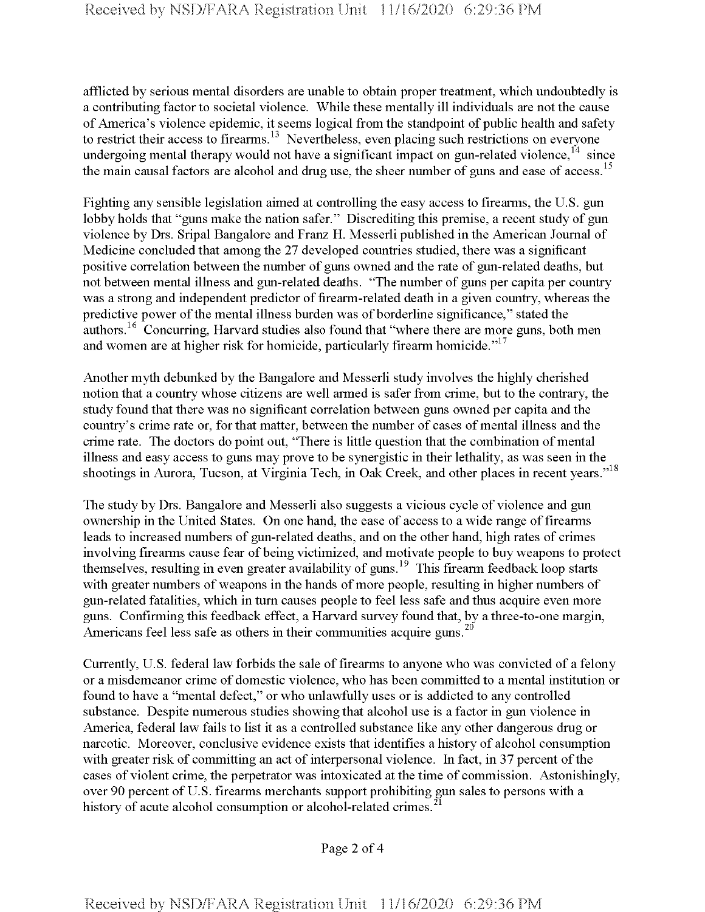afflicted by serious mental disorders are unable to obtain proper treatment, which undoubtedly is a contributing factor to societal violence. While these mentally ill individuals are not the cause of America's violence epidemic, it seems logical from the standpoint of public health and safety to restrict their access to firearms.[13] Nevertheless, even placing such restrictions on everyone undergoing mental therapy would not have a significant impact on gun-related violence,[14] since the main causal factors are alcohol and drug use, the sheer number of guns and ease of access.[15]

Fighting any sensible legislation aimed at controlling the easy access to firearms, the U.S. gun lobby holds that "guns make the nation safer." Discrediting this premise, a recent study of gun violence by Drs. Sripal Bangalore and Franz H. Messerli published in the American Journal of Medicine concluded that among the 27 developed countries studied, there was a significant positive correlation between the number of guns owned and the rate of gun-related deaths, but not between mental illness and gun-related deaths. "The number of guns per capita per country was a strong and independent predictor of firearm-related death in a given country, whereas the predictive power of the mental illness burden was of borderline significance," stated the authors.[16] Concurring, Harvard studies also found that "where there are more guns, both men and women are at higher risk for homicide, particularly firearm homicide."[17]

Another myth debunked by the Bangalore and Messerli study involves the highly cherished notion that a country whose citizens are well armed is safer from crime, but to the contrary, the study found that there was no significant correlation between guns owned per capita and the country's crime rate or, for that matter, between the number of cases of mental illness and the crime rate. The doctors do point out, "There is little question that the combination of mental illness and easy access to guns may prove to be synergistic in their lethality, as was seen in the shootings in Aurora, Tucson, at Virginia Tech, in Oak Creek, and other places in recent years."[18]

The study by Drs. Bangalore and Messerli also suggests a vicious cycle of violence and gun ownership in the United States. On one hand, the ease of access to a wide range of firearms leads to increased numbers of gun-related deaths, and on the other hand, high rates of crimes involving firearms cause fear of being victimized, and motivate people to buy weapons to protect themselves, resulting in even greater availability of guns.[19] This firearm feedback loop starts with greater numbers of weapons in the hands of more people, resulting in higher numbers of gun-related fatalities, which in turn causes people to feel less safe and thus acquire even more guns. Confirming this feedback effect, a Harvard survey found that, by a three-to-one margin, Americans feel less safe as others in their communities acquire guns.[20]

Currently, U.S. federal law forbids the sale of firearms to anyone who was convicted of a felony or a misdemeanor crime of domestic violence, who has been committed to a mental institution or found to have a "mental defect," or who unlawfully uses or is addicted to any controlled substance. Despite numerous studies showing that alcohol use is a factor in gun violence in America, federal law fails to list it as a controlled substance like any other dangerous drug or narcotic. Moreover, conclusive evidence exists that identifies a history of alcohol consumption with greater risk of committing an act of interpersonal violence. In fact, in 37 percent of the cases of violent crime, the perpetrator was intoxicated at the time of commission. Astonishingly, over 90 percent of U.S. firearms merchants support prohibiting gun sales to persons with a history of acute alcohol consumption or alcohol-related crimes.[21]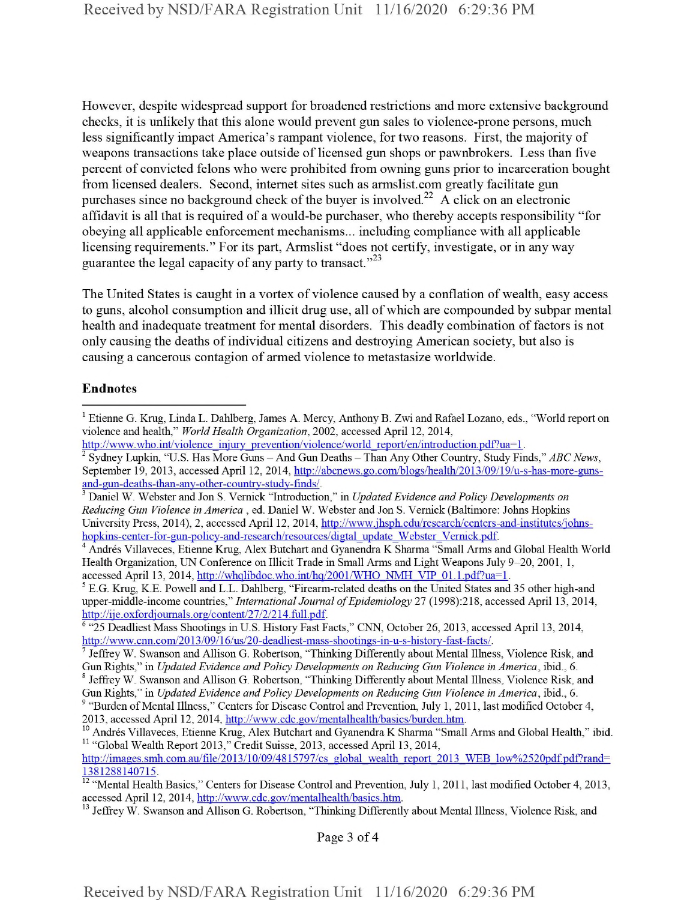However, despite widespread support for broadened restrictions and more extensive background checks, it is unlikely that this alone would prevent gun sales to violence-prone persons, much less significantly impact America's rampant violence, for two reasons. First, the majority of weapons transactions take place outside of licensed gun shops or pawnbrokers. Less than five percent of convicted felons who were prohibited from owning guns prior to incarceration bought from licensed dealers. Second, internet sites such as armslist.com greatly facilitate gun purchases since no background check of the buyer is involved.[22] A click on an electronic affidavit is all that is required of a would-be purchaser, who thereby accepts responsibility "for obeying all applicable enforcement mechanisms... including compliance with all applicable licensing requirements." For its part, Armslist "does not certify, investigate, or in any way guarantee the legal capacity of any party to transact."[23]

The United States is caught in a vortex of violence caused by a conflation of wealth, easy access to guns, alcohol consumption and illicit drug use, all of which are compounded by subpar mental health and inadequate treatment for mental disorders. This deadly combination of factors is not only causing the deaths of individual citizens and destroying American society, but also is causing a cancerous contagion of armed violence to metastasize worldwide.

## Endnotes

[1] Etienne G. Krug, Linda L. Dahlberg, James A. Mercy, Anthony B. Zwi and Rafael Lozano, eds., "World report on violence and health," *World Health Organization*, 2002, accessed April 12, 2014, http://www.who.int/violence_injury_prevention/violence/world_report/en/introduction.pdf?ua=1.

[2] Sydney Lupkin, "U.S. Has More Guns – And Gun Deaths – Than Any Other Country, Study Finds," *ABC News*, September 19, 2013, accessed April 12, 2014, http://abcnews.go.com/blogs/health/2013/09/19/u-s-has-more-guns-and-gun-deaths-than-any-other-country-study-finds/.

[3] Daniel W. Webster and Jon S. Vernick "Introduction," in *Updated Evidence and Policy Developments on Reducing Gun Violence in America* , ed. Daniel W. Webster and Jon S. Vernick (Baltimore: Johns Hopkins University Press, 2014), 2, accessed April 12, 2014, http://www.jhsph.edu/research/centers-and-institutes/johns-hopkins-center-for-gun-policy-and-research/resources/digtal_update_Webster_Vernick.pdf.

[4] Andrés Villaveces, Etienne Krug, Alex Butchart and Gyanendra K Sharma "Small Arms and Global Health World Health Organization, UN Conference on Illicit Trade in Small Arms and Light Weapons July 9–20, 2001, 1, accessed April 13, 2014, http://whqlibdoc.who.int/hq/2001/WHO_NMH_VIP_01.1.pdf?ua=1.

[5] E.G. Krug, K.E. Powell and L.L. Dahlberg, "Firearm-related deaths on the United States and 35 other high-and upper-middle-income countries," *International Journal of Epidemiology* 27 (1998):218, accessed April 13, 2014, http://ije.oxfordjournals.org/content/27/2/214.full.pdf.

[6] "25 Deadliest Mass Shootings in U.S. History Fast Facts," CNN, October 26, 2013, accessed April 13, 2014, http://www.cnn.com/2013/09/16/us/20-deadliest-mass-shootings-in-u-s-history-fast-facts/.

[7] Jeffrey W. Swanson and Allison G. Robertson, "Thinking Differently about Mental Illness, Violence Risk, and Gun Rights," in *Updated Evidence and Policy Developments on Reducing Gun Violence in America*, ibid., 6.

[8] Jeffrey W. Swanson and Allison G. Robertson, "Thinking Differently about Mental Illness, Violence Risk, and Gun Rights," in *Updated Evidence and Policy Developments on Reducing Gun Violence in America*, ibid., 6.

[9] "Burden of Mental Illness," Centers for Disease Control and Prevention, July 1, 2011, last modified October 4, 2013, accessed April 12, 2014, http://www.cdc.gov/mentalhealth/basics/burden.htm.

[10] Andrés Villaveces, Etienne Krug, Alex Butchart and Gyanendra K Sharma "Small Arms and Global Health," ibid.

[11] "Global Wealth Report 2013," Credit Suisse, 2013, accessed April 13, 2014, http://images.smh.com.au/file/2013/10/09/4815797/cs_global_wealth_report_2013_WEB_low%2520pdf.pdf?rand=1381288140715.

[12] "Mental Health Basics," Centers for Disease Control and Prevention, July 1, 2011, last modified October 4, 2013, accessed April 12, 2014, http://www.cdc.gov/mentalhealth/basics.htm.

[13] Jeffrey W. Swanson and Allison G. Robertson, "Thinking Differently about Mental Illness, Violence Risk, and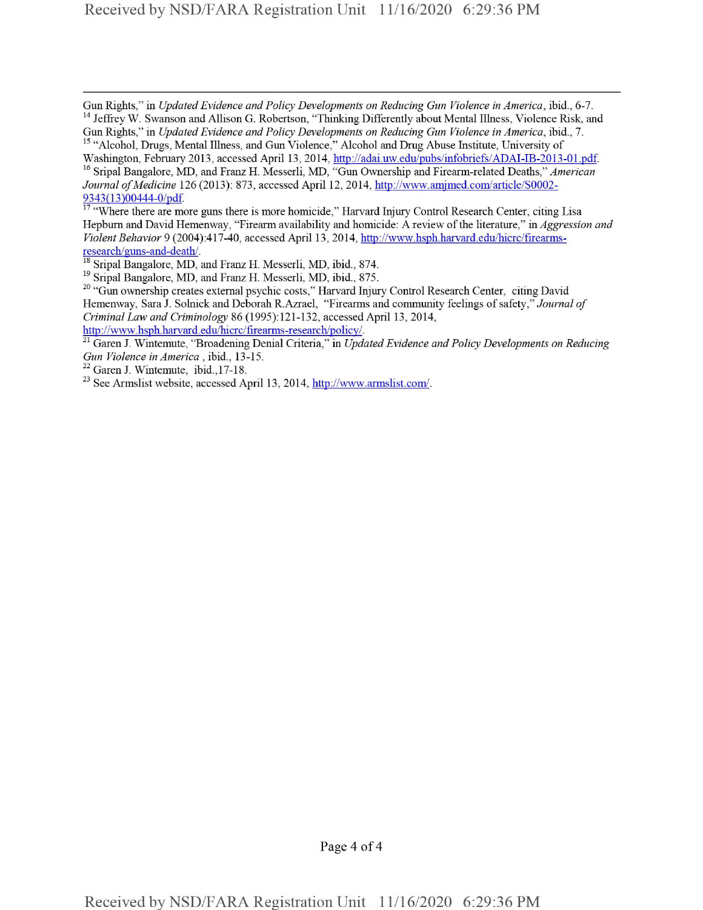Gun Rights," in *Updated Evidence and Policy Developments on Reducing Gun Violence in America*, ibid., 6-7.

[14] Jeffrey W. Swanson and Allison G. Robertson, "Thinking Differently about Mental Illness, Violence Risk, and Gun Rights," in *Updated Evidence and Policy Developments on Reducing Gun Violence in America*, ibid., 7.

[15] "Alcohol, Drugs, Mental Illness, and Gun Violence," Alcohol and Drug Abuse Institute, University of Washington, February 2013, accessed April 13, 2014, http://adai.uw.edu/pubs/infobriefs/ADAI-IB-2013-01.pdf.

[16] Sripal Bangalore, MD, and Franz H. Messerli, MD, "Gun Ownership and Firearm-related Deaths," *American Journal of Medicine* 126 (2013): 873, accessed April 12, 2014, http://www.amjmed.com/article/S0002-9343(13)00444-0/pdf.

[17] "Where there are more guns there is more homicide," Harvard Injury Control Research Center, citing Lisa Hepburn and David Hemenway, "Firearm availability and homicide: A review of the literature," in *Aggression and Violent Behavior* 9 (2004):417-40, accessed April 13, 2014, http://www.hsph.harvard.edu/hicrc/firearms-research/guns-and-death/.

[18] Sripal Bangalore, MD, and Franz H. Messerli, MD, ibid., 874.

[19] Sripal Bangalore, MD, and Franz H. Messerli, MD, ibid., 875.

[20] "Gun ownership creates external psychic costs," Harvard Injury Control Research Center, citing David Hemenway, Sara J. Solnick and Deborah R.Azrael, "Firearms and community feelings of safety," *Journal of Criminal Law and Criminology* 86 (1995):121-132, accessed April 13, 2014, http://www.hsph.harvard.edu/hicrc/firearms-research/policy/.

[21] Garen J. Wintemute, "Broadening Denial Criteria," in *Updated Evidence and Policy Developments on Reducing Gun Violence in America* , ibid., 13-15.

[22] Garen J. Wintemute, ibid.,17-18.

[23] See Armslist website, accessed April 13, 2014, http://www.armslist.com/.